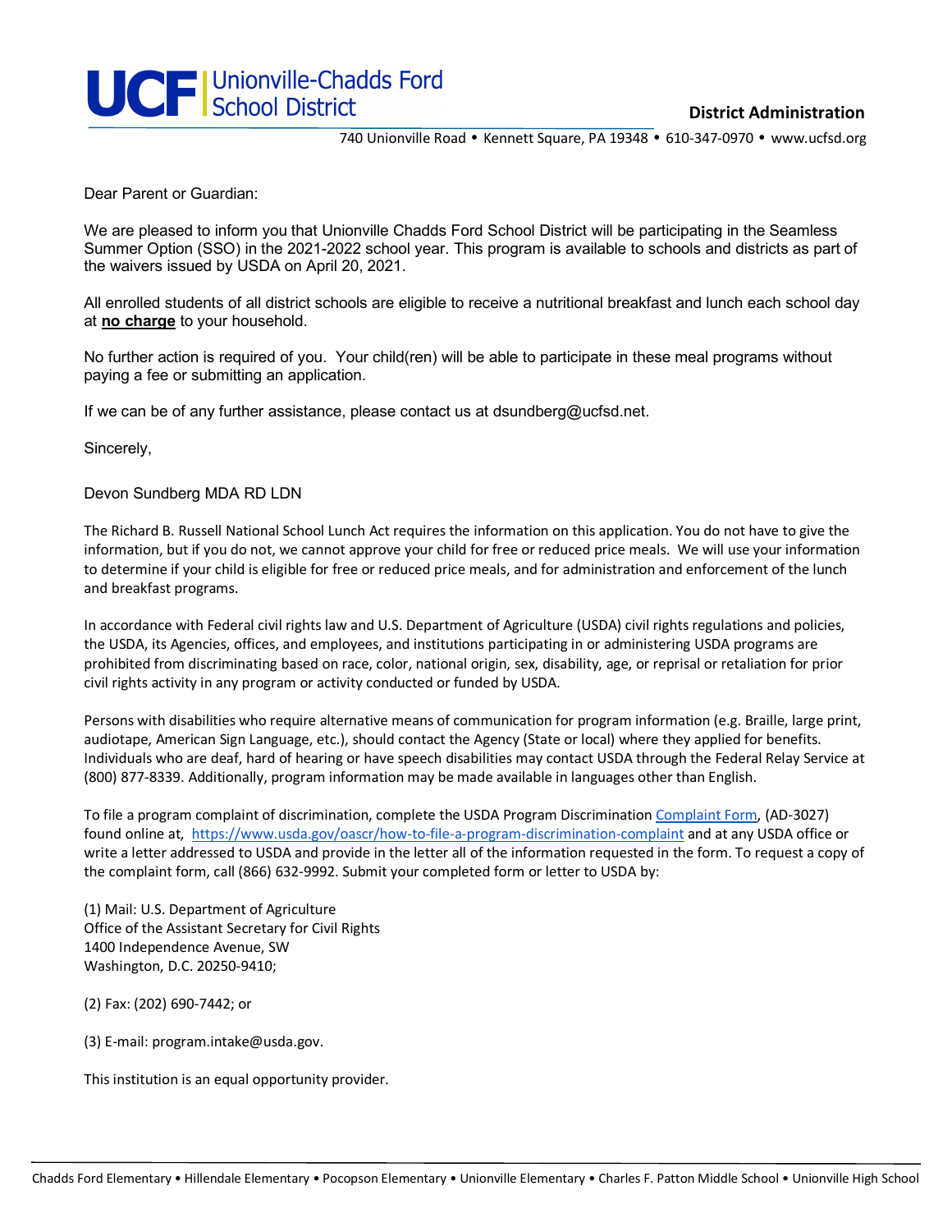**UCF** Unionville-Chadds Ford School District

**District Administration**

740 Unionville Road • Kennett Square, PA 19348 • 610-347-0970 • www.ucfsd.org

Dear Parent or Guardian:

We are pleased to inform you that Unionville Chadds Ford School District will be participating in the Seamless Summer Option (SSO) in the 2021-2022 school year. This program is available to schools and districts as part of the waivers issued by USDA on April 20, 2021.

All enrolled students of all district schools are eligible to receive a nutritional breakfast and lunch each school day at **no charge** to your household.

No further action is required of you. Your child(ren) will be able to participate in these meal programs without paying a fee or submitting an application.

If we can be of any further assistance, please contact us at dsundberg@ucfsd.net.

Sincerely,

Devon Sundberg MDA RD LDN

The Richard B. Russell National School Lunch Act requires the information on this application. You do not have to give the information, but if you do not, we cannot approve your child for free or reduced price meals. We will use your information to determine if your child is eligible for free or reduced price meals, and for administration and enforcement of the lunch and breakfast programs.

In accordance with Federal civil rights law and U.S. Department of Agriculture (USDA) civil rights regulations and policies, the USDA, its Agencies, offices, and employees, and institutions participating in or administering USDA programs are prohibited from discriminating based on race, color, national origin, sex, disability, age, or reprisal or retaliation for prior civil rights activity in any program or activity conducted or funded by USDA.

Persons with disabilities who require alternative means of communication for program information (e.g. Braille, large print, audiotape, American Sign Language, etc.), should contact the Agency (State or local) where they applied for benefits. Individuals who are deaf, hard of hearing or have speech disabilities may contact USDA through the Federal Relay Service at (800) 877-8339. Additionally, program information may be made available in languages other than English.

To file a program complaint of discrimination, complete the USDA Program Discrimination Complaint Form, (AD-3027) found online at, https://www.usda.gov/oascr/how-to-file-a-program-discrimination-complaint and at any USDA office or write a letter addressed to USDA and provide in the letter all of the information requested in the form. To request a copy of the complaint form, call (866) 632-9992. Submit your completed form or letter to USDA by:

(1) Mail: U.S. Department of Agriculture
Office of the Assistant Secretary for Civil Rights
1400 Independence Avenue, SW
Washington, D.C. 20250-9410;

(2) Fax: (202) 690-7442; or

(3) E-mail: program.intake@usda.gov.

This institution is an equal opportunity provider.

Chadds Ford Elementary • Hillendale Elementary • Pocopson Elementary • Unionville Elementary • Charles F. Patton Middle School • Unionville High School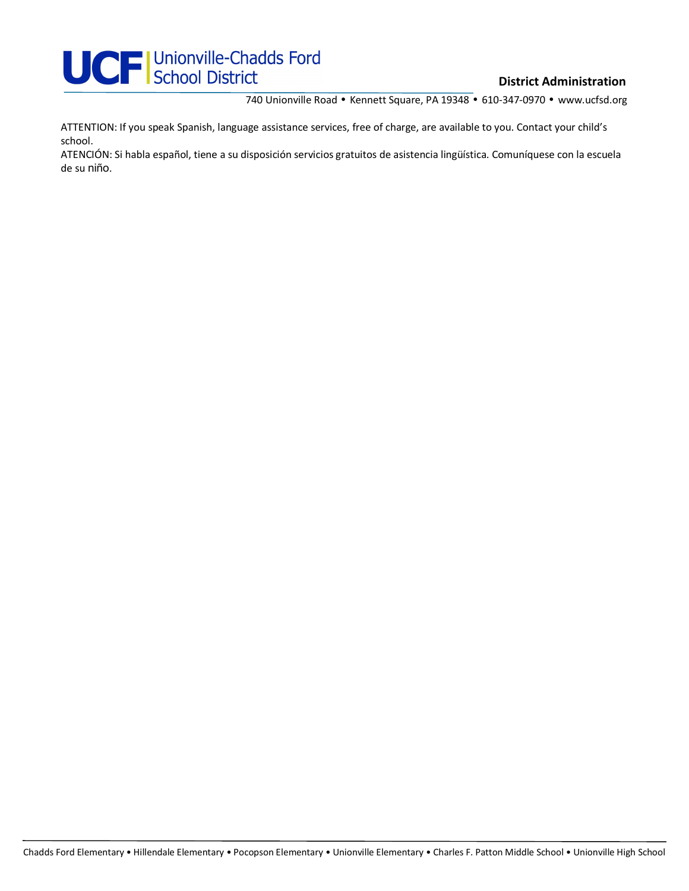ATTENTION: If you speak Spanish, language assistance services, free of charge, are available to you. Contact your child's school.

ATENCIÓN: Si habla español, tiene a su disposición servicios gratuitos de asistencia lingüística. Comuníquese con la escuela de su niño.